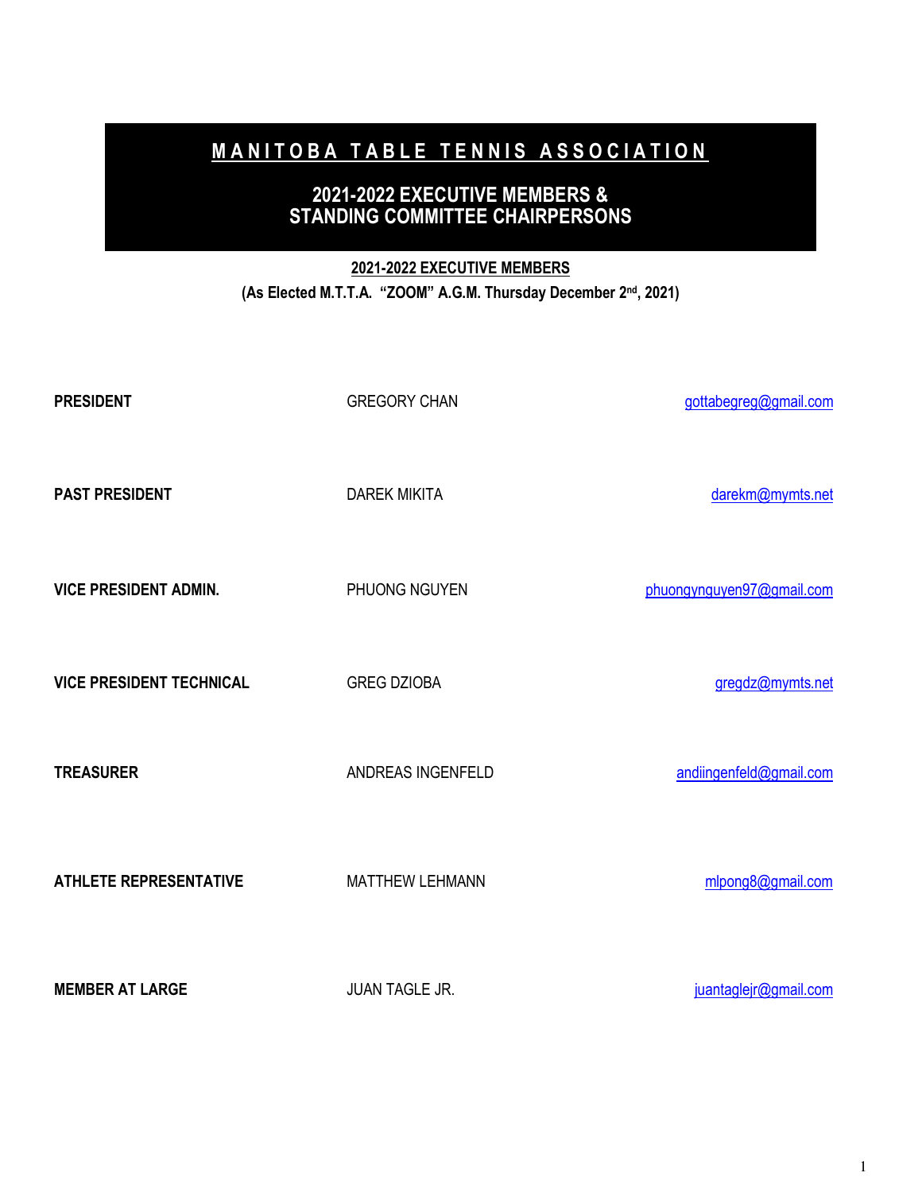# MANITOBA TABLE TENNIS ASSOCIATION

## 2021-2022 EXECUTIVE MEMBERS & STANDING COMMITTEE CHAIRPERSONS

### 2021-2022 EXECUTIVE MEMBERS

**(As Elected M.T.T.A. "ZOOM" A.G.M. Thursday December 2nd, 2021)**

| | | |
|---|---|---|
| **PRESIDENT** | GREGORY CHAN | gottabegreg@gmail.com |
| **PAST PRESIDENT** | DAREK MIKITA | darekm@mymts.net |
| **VICE PRESIDENT ADMIN.** | PHUONG NGUYEN | phuongynguyen97@gmail.com |
| **VICE PRESIDENT TECHNICAL** | GREG DZIOBA | gregdz@mymts.net |
| **TREASURER** | ANDREAS INGENFELD | andiingenfeld@gmail.com |
| **ATHLETE REPRESENTATIVE** | MATTHEW LEHMANN | mlpong8@gmail.com |
| **MEMBER AT LARGE** | JUAN TAGLE JR. | juantaglejr@gmail.com |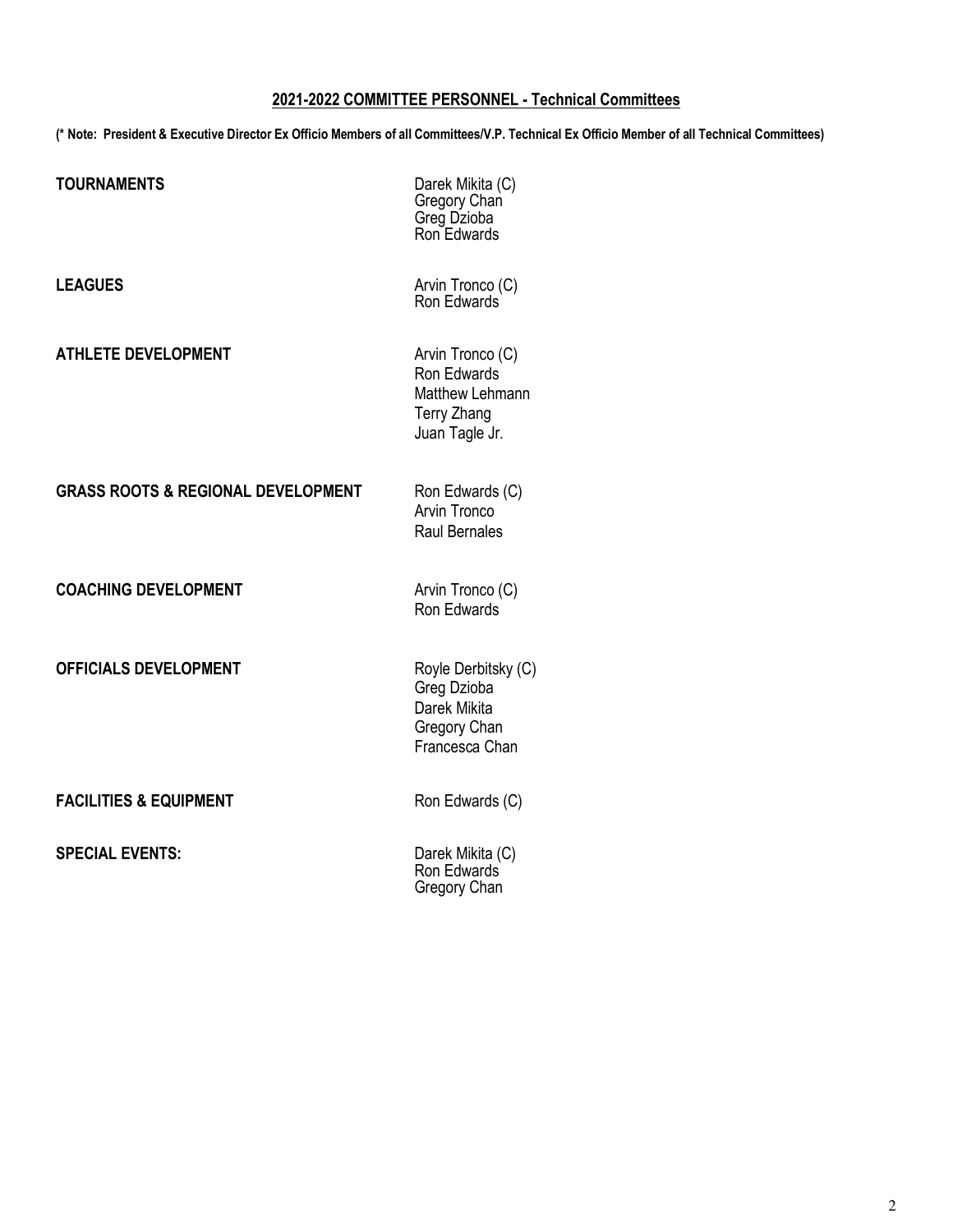## 2021-2022 COMMITTEE PERSONNEL - Technical Committees

**(* Note: President & Executive Director Ex Officio Members of all Committees/V.P. Technical Ex Officio Member of all Technical Committees)**

| Committee | Members |
| --- | --- |
| **TOURNAMENTS** | Darek Mikita (C)<br>Gregory Chan<br>Greg Dzioba<br>Ron Edwards |
| **LEAGUES** | Arvin Tronco (C)<br>Ron Edwards |
| **ATHLETE DEVELOPMENT** | Arvin Tronco (C)<br>Ron Edwards<br>Matthew Lehmann<br>Terry Zhang<br>Juan Tagle Jr. |
| **GRASS ROOTS & REGIONAL DEVELOPMENT** | Ron Edwards (C)<br>Arvin Tronco<br>Raul Bernales |
| **COACHING DEVELOPMENT** | Arvin Tronco (C)<br>Ron Edwards |
| **OFFICIALS DEVELOPMENT** | Royle Derbitsky (C)<br>Greg Dzioba<br>Darek Mikita<br>Gregory Chan<br>Francesca Chan |
| **FACILITIES & EQUIPMENT** | Ron Edwards (C) |
| **SPECIAL EVENTS:** | Darek Mikita (C)<br>Ron Edwards<br>Gregory Chan |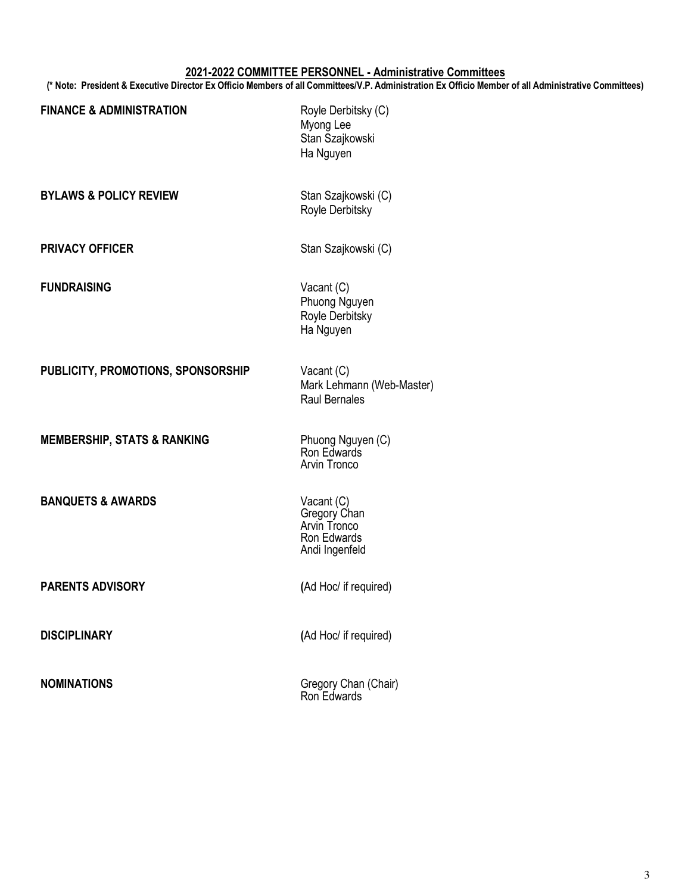## 2021-2022 COMMITTEE PERSONNEL - Administrative Committees

**(* Note: President & Executive Director Ex Officio Members of all Committees/V.P. Administration Ex Officio Member of all Administrative Committees)**

| | |
|---|---|
| **FINANCE & ADMINISTRATION** | Royle Derbitsky (C)<br>Myong Lee<br>Stan Szajkowski<br>Ha Nguyen |
| **BYLAWS & POLICY REVIEW** | Stan Szajkowski (C)<br>Royle Derbitsky |
| **PRIVACY OFFICER** | Stan Szajkowski (C) |
| **FUNDRAISING** | Vacant (C)<br>Phuong Nguyen<br>Royle Derbitsky<br>Ha Nguyen |
| **PUBLICITY, PROMOTIONS, SPONSORSHIP** | Vacant (C)<br>Mark Lehmann (Web-Master)<br>Raul Bernales |
| **MEMBERSHIP, STATS & RANKING** | Phuong Nguyen (C)<br>Ron Edwards<br>Arvin Tronco |
| **BANQUETS & AWARDS** | Vacant (C)<br>Gregory Chan<br>Arvin Tronco<br>Ron Edwards<br>Andi Ingenfeld |
| **PARENTS ADVISORY** | (Ad Hoc/ if required) |
| **DISCIPLINARY** | (Ad Hoc/ if required) |
| **NOMINATIONS** | Gregory Chan (Chair)<br>Ron Edwards |